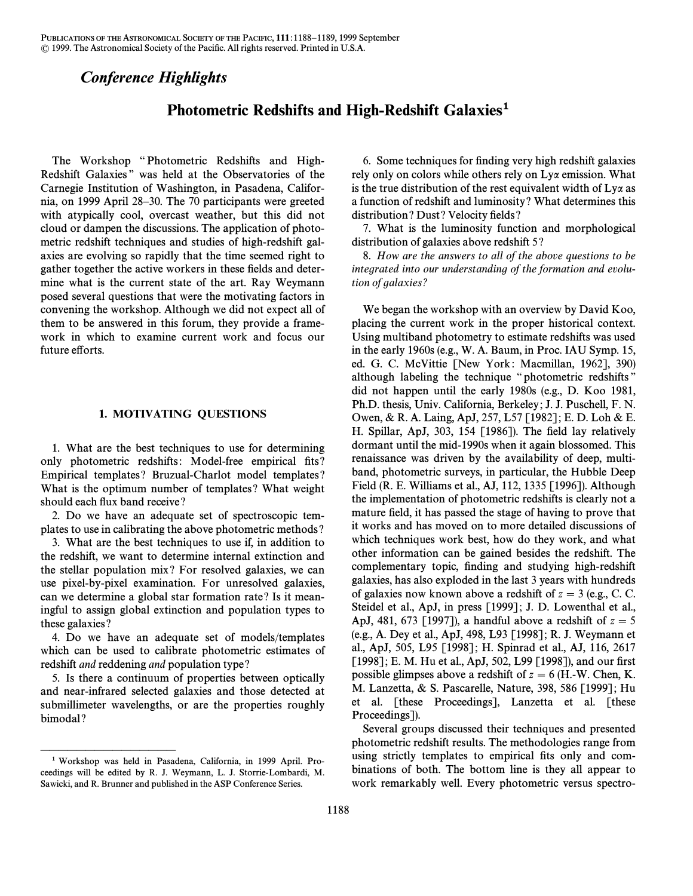*Conference Highlights*

# Photometric Redshifts and High-Redshift Galaxies[1]

The Workshop "Photometric Redshifts and High-Redshift Galaxies" was held at the Observatories of the Carnegie Institution of Washington, in Pasadena, California, on 1999 April 28–30. The 70 participants were greeted with atypically cool, overcast weather, but this did not cloud or dampen the discussions. The application of photometric redshift techniques and studies of high-redshift galaxies are evolving so rapidly that the time seemed right to gather together the active workers in these fields and determine what is the current state of the art. Ray Weymann posed several questions that were the motivating factors in convening the workshop. Although we did not expect all of them to be answered in this forum, they provide a framework in which to examine current work and focus our future efforts.

## 1. MOTIVATING QUESTIONS

1. What are the best techniques to use for determining only photometric redshifts: Model-free empirical fits? Empirical templates? Bruzual-Charlot model templates? What is the optimum number of templates? What weight should each flux band receive?
2. Do we have an adequate set of spectroscopic templates to use in calibrating the above photometric methods?
3. What are the best techniques to use if, in addition to the redshift, we want to determine internal extinction and the stellar population mix? For resolved galaxies, we can use pixel-by-pixel examination. For unresolved galaxies, can we determine a global star formation rate? Is it meaningful to assign global extinction and population types to these galaxies?
4. Do we have an adequate set of models/templates which can be used to calibrate photometric estimates of redshift *and* reddening *and* population type?
5. Is there a continuum of properties between optically and near-infrared selected galaxies and those detected at submillimeter wavelengths, or are the properties roughly bimodal?
6. Some techniques for finding very high redshift galaxies rely only on colors while others rely on Ly$\alpha$ emission. What is the true distribution of the rest equivalent width of Ly$\alpha$ as a function of redshift and luminosity? What determines this distribution? Dust? Velocity fields?
7. What is the luminosity function and morphological distribution of galaxies above redshift 5?
8. *How are the answers to all of the above questions to be integrated into our understanding of the formation and evolution of galaxies?*

We began the workshop with an overview by David Koo, placing the current work in the proper historical context. Using multiband photometry to estimate redshifts was used in the early 1960s (e.g., W. A. Baum, in Proc. IAU Symp. 15, ed. G. C. McVittie [New York: Macmillan, 1962], 390) although labeling the technique "photometric redshifts" did not happen until the early 1980s (e.g., D. Koo 1981, Ph.D. thesis, Univ. California, Berkeley; J. J. Puschell, F. N. Owen, & R. A. Laing, ApJ, 257, L57 [1982]; E. D. Loh & E. H. Spillar, ApJ, 303, 154 [1986]). The field lay relatively dormant until the mid-1990s when it again blossomed. This renaissance was driven by the availability of deep, multiband, photometric surveys, in particular, the Hubble Deep Field (R. E. Williams et al., AJ, 112, 1335 [1996]). Although the implementation of photometric redshifts is clearly not a mature field, it has passed the stage of having to prove that it works and has moved on to more detailed discussions of which techniques work best, how do they work, and what other information can be gained besides the redshift. The complementary topic, finding and studying high-redshift galaxies, has also exploded in the last 3 years with hundreds of galaxies now known above a redshift of $z = 3$ (e.g., C. C. Steidel et al., ApJ, in press [1999]; J. D. Lowenthal et al., ApJ, 481, 673 [1997]), a handful above a redshift of $z = 5$ (e.g., A. Dey et al., ApJ, 498, L93 [1998]; R. J. Weymann et al., ApJ, 505, L95 [1998]; H. Spinrad et al., AJ, 116, 2617 [1998]; E. M. Hu et al., ApJ, 502, L99 [1998]), and our first possible glimpses above a redshift of $z = 6$ (H.-W. Chen, K. M. Lanzetta, & S. Pascarelle, Nature, 398, 586 [1999]; Hu et al. [these Proceedings], Lanzetta et al. [these Proceedings]).

Several groups discussed their techniques and presented photometric redshift results. The methodologies range from using strictly templates to empirical fits only and combinations of both. The bottom line is they all appear to work remarkably well. Every photometric versus spectro-

[1] Workshop was held in Pasadena, California, in 1999 April. Proceedings will be edited by R. J. Weymann, L. J. Storrie-Lombardi, M. Sawicki, and R. Brunner and published in the ASP Conference Series.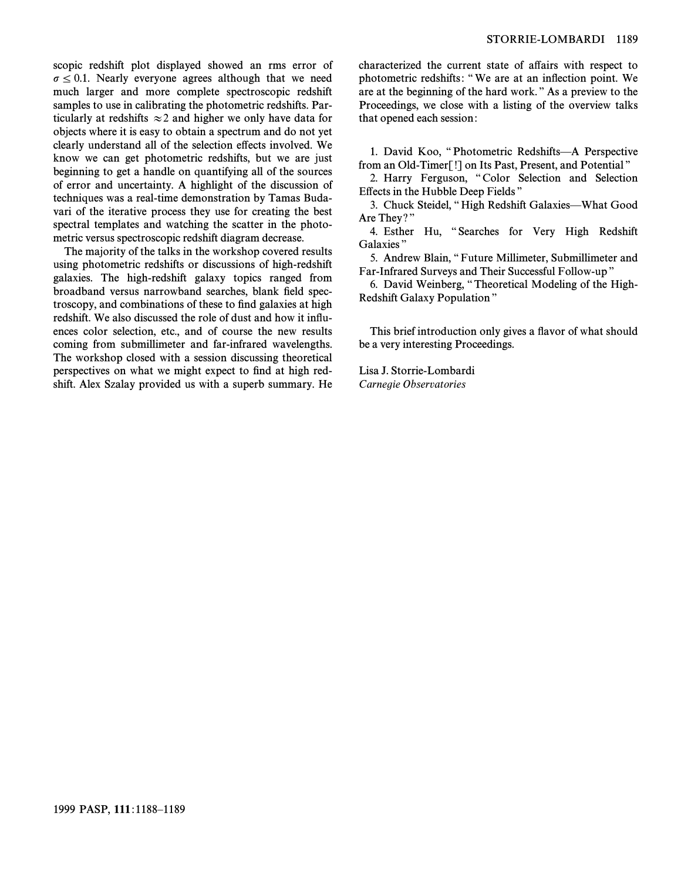scopic redshift plot displayed showed an rms error of $\sigma \leq 0.1$. Nearly everyone agrees although that we need much larger and more complete spectroscopic redshift samples to use in calibrating the photometric redshifts. Particularly at redshifts $\approx 2$ and higher we only have data for objects where it is easy to obtain a spectrum and do not yet clearly understand all of the selection effects involved. We know we can get photometric redshifts, but we are just beginning to get a handle on quantifying all of the sources of error and uncertainty. A highlight of the discussion of techniques was a real-time demonstration by Tamas Budavari of the iterative process they use for creating the best spectral templates and watching the scatter in the photometric versus spectroscopic redshift diagram decrease.

The majority of the talks in the workshop covered results using photometric redshifts or discussions of high-redshift galaxies. The high-redshift galaxy topics ranged from broadband versus narrowband searches, blank field spectroscopy, and combinations of these to find galaxies at high redshift. We also discussed the role of dust and how it influences color selection, etc., and of course the new results coming from submillimeter and far-infrared wavelengths. The workshop closed with a session discussing theoretical perspectives on what we might expect to find at high redshift. Alex Szalay provided us with a superb summary. He characterized the current state of affairs with respect to photometric redshifts: "We are at an inflection point. We are at the beginning of the hard work." As a preview to the Proceedings, we close with a listing of the overview talks that opened each session:

1. David Koo, "Photometric Redshifts—A Perspective from an Old-Timer[!] on Its Past, Present, and Potential"
2. Harry Ferguson, "Color Selection and Selection Effects in the Hubble Deep Fields"
3. Chuck Steidel, "High Redshift Galaxies—What Good Are They?"
4. Esther Hu, "Searches for Very High Redshift Galaxies"
5. Andrew Blain, "Future Millimeter, Submillimeter and Far-Infrared Surveys and Their Successful Follow-up"
6. David Weinberg, "Theoretical Modeling of the High-Redshift Galaxy Population"

This brief introduction only gives a flavor of what should be a very interesting Proceedings.

Lisa J. Storrie-Lombardi
*Carnegie Observatories*